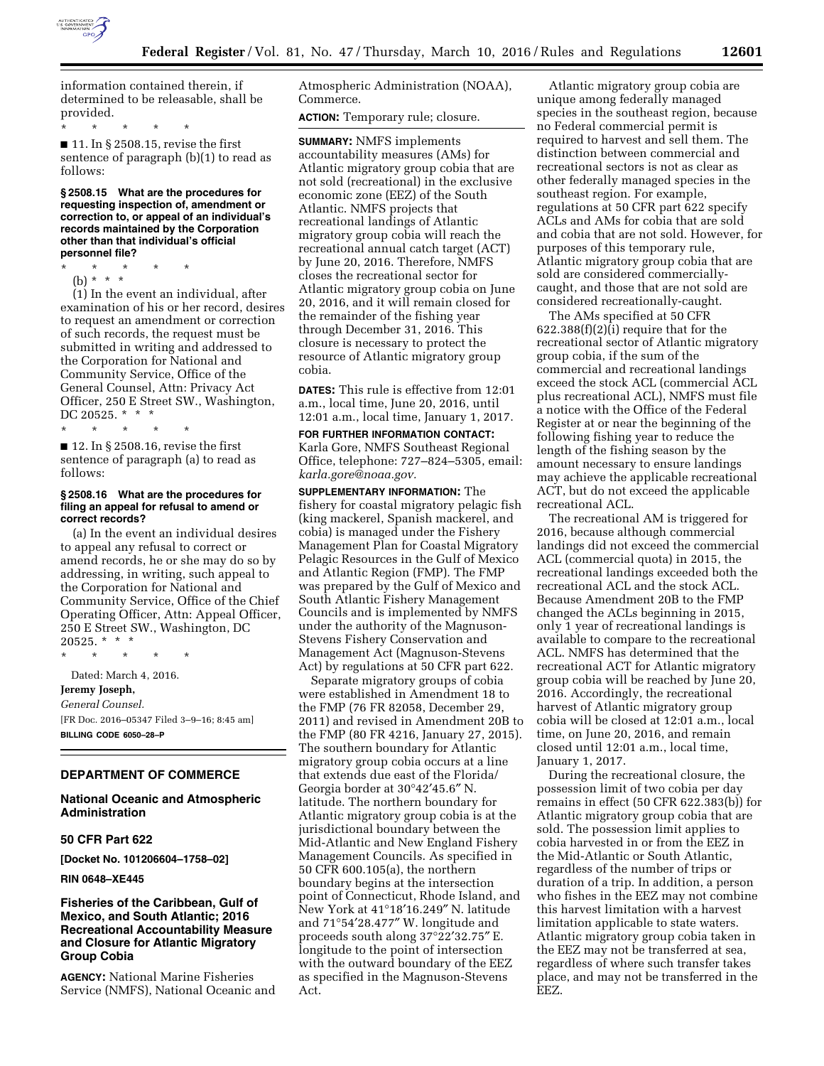information contained therein, if determined to be releasable, shall be provided.

\* \* \* \* \*

■ 11. In § 2508.15, revise the first sentence of paragraph (b)(1) to read as follows:

**§ 2508.15 What are the procedures for requesting inspection of, amendment or correction to, or appeal of an individual's records maintained by the Corporation other than that individual's official personnel file?**

\* \* \* \* \*

(b) \* \* \*

(1) In the event an individual, after examination of his or her record, desires to request an amendment or correction of such records, the request must be submitted in writing and addressed to the Corporation for National and Community Service, Office of the General Counsel, Attn: Privacy Act Officer, 250 E Street SW., Washington, DC 20525. \* \* \*

\* \* \* \* \*

■ 12. In § 2508.16, revise the first sentence of paragraph (a) to read as follows:

**§ 2508.16 What are the procedures for filing an appeal for refusal to amend or correct records?**

(a) In the event an individual desires to appeal any refusal to correct or amend records, he or she may do so by addressing, in writing, such appeal to the Corporation for National and Community Service, Office of the Chief Operating Officer, Attn: Appeal Officer, 250 E Street SW., Washington, DC 20525. \* \* \*

\* \* \* \* \*

Dated: March 4, 2016.

**Jeremy Joseph,**

*General Counsel.*

[FR Doc. 2016–05347 Filed 3–9–16; 8:45 am]

**BILLING CODE 6050–28–P**

## DEPARTMENT OF COMMERCE

### National Oceanic and Atmospheric Administration

### 50 CFR Part 622

**[Docket No. 101206604–1758–02]**

**RIN 0648–XE445**

### Fisheries of the Caribbean, Gulf of Mexico, and South Atlantic; 2016 Recreational Accountability Measure and Closure for Atlantic Migratory Group Cobia

**AGENCY:** National Marine Fisheries Service (NMFS), National Oceanic and Atmospheric Administration (NOAA), Commerce.

**ACTION:** Temporary rule; closure.

**SUMMARY:** NMFS implements accountability measures (AMs) for Atlantic migratory group cobia that are not sold (recreational) in the exclusive economic zone (EEZ) of the South Atlantic. NMFS projects that recreational landings of Atlantic migratory group cobia will reach the recreational annual catch target (ACT) by June 20, 2016. Therefore, NMFS closes the recreational sector for Atlantic migratory group cobia on June 20, 2016, and it will remain closed for the remainder of the fishing year through December 31, 2016. This closure is necessary to protect the resource of Atlantic migratory group cobia.

**DATES:** This rule is effective from 12:01 a.m., local time, June 20, 2016, until 12:01 a.m., local time, January 1, 2017.

**FOR FURTHER INFORMATION CONTACT:** Karla Gore, NMFS Southeast Regional Office, telephone: 727–824–5305, email: *karla.gore@noaa.gov.*

**SUPPLEMENTARY INFORMATION:** The fishery for coastal migratory pelagic fish (king mackerel, Spanish mackerel, and cobia) is managed under the Fishery Management Plan for Coastal Migratory Pelagic Resources in the Gulf of Mexico and Atlantic Region (FMP). The FMP was prepared by the Gulf of Mexico and South Atlantic Fishery Management Councils and is implemented by NMFS under the authority of the Magnuson-Stevens Fishery Conservation and Management Act (Magnuson-Stevens Act) by regulations at 50 CFR part 622.

Separate migratory groups of cobia were established in Amendment 18 to the FMP (76 FR 82058, December 29, 2011) and revised in Amendment 20B to the FMP (80 FR 4216, January 27, 2015). The southern boundary for Atlantic migratory group cobia occurs at a line that extends due east of the Florida/Georgia border at 30°42′45.6″ N. latitude. The northern boundary for Atlantic migratory group cobia is at the jurisdictional boundary between the Mid-Atlantic and New England Fishery Management Councils. As specified in 50 CFR 600.105(a), the northern boundary begins at the intersection point of Connecticut, Rhode Island, and New York at 41°18′16.249″ N. latitude and 71°54′28.477″ W. longitude and proceeds south along 37°22′32.75″ E. longitude to the point of intersection with the outward boundary of the EEZ as specified in the Magnuson-Stevens Act.

Atlantic migratory group cobia are unique among federally managed species in the southeast region, because no Federal commercial permit is required to harvest and sell them. The distinction between commercial and recreational sectors is not as clear as other federally managed species in the southeast region. For example, regulations at 50 CFR part 622 specify ACLs and AMs for cobia that are sold and cobia that are not sold. However, for purposes of this temporary rule, Atlantic migratory group cobia that are sold are considered commercially-caught, and those that are not sold are considered recreationally-caught.

The AMs specified at 50 CFR 622.388(f)(2)(i) require that for the recreational sector of Atlantic migratory group cobia, if the sum of the commercial and recreational landings exceed the stock ACL (commercial ACL plus recreational ACL), NMFS must file a notice with the Office of the Federal Register at or near the beginning of the following fishing year to reduce the length of the fishing season by the amount necessary to ensure landings may achieve the applicable recreational ACT, but do not exceed the applicable recreational ACL.

The recreational AM is triggered for 2016, because although commercial landings did not exceed the commercial ACL (commercial quota) in 2015, the recreational landings exceeded both the recreational ACL and the stock ACL. Because Amendment 20B to the FMP changed the ACLs beginning in 2015, only 1 year of recreational landings is available to compare to the recreational ACL. NMFS has determined that the recreational ACT for Atlantic migratory group cobia will be reached by June 20, 2016. Accordingly, the recreational harvest of Atlantic migratory group cobia will be closed at 12:01 a.m., local time, on June 20, 2016, and remain closed until 12:01 a.m., local time, January 1, 2017.

During the recreational closure, the possession limit of two cobia per day remains in effect (50 CFR 622.383(b)) for Atlantic migratory group cobia that are sold. The possession limit applies to cobia harvested in or from the EEZ in the Mid-Atlantic or South Atlantic, regardless of the number of trips or duration of a trip. In addition, a person who fishes in the EEZ may not combine this harvest limitation with a harvest limitation applicable to state waters. Atlantic migratory group cobia taken in the EEZ may not be transferred at sea, regardless of where such transfer takes place, and may not be transferred in the EEZ.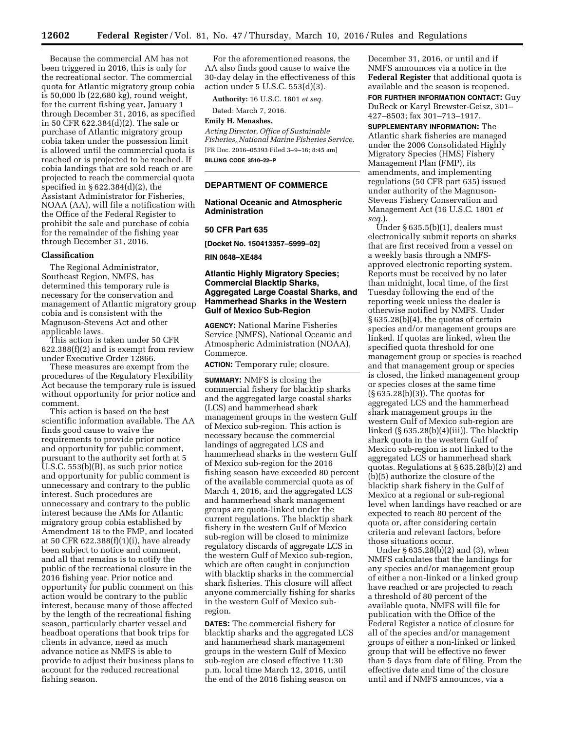Because the commercial AM has not been triggered in 2016, this is only for the recreational sector. The commercial quota for Atlantic migratory group cobia is 50,000 lb (22,680 kg), round weight, for the current fishing year, January 1 through December 31, 2016, as specified in 50 CFR 622.384(d)(2). The sale or purchase of Atlantic migratory group cobia taken under the possession limit is allowed until the commercial quota is reached or is projected to be reached. If cobia landings that are sold reach or are projected to reach the commercial quota specified in § 622.384(d)(2), the Assistant Administrator for Fisheries, NOAA (AA), will file a notification with the Office of the Federal Register to prohibit the sale and purchase of cobia for the remainder of the fishing year through December 31, 2016.

### Classification

The Regional Administrator, Southeast Region, NMFS, has determined this temporary rule is necessary for the conservation and management of Atlantic migratory group cobia and is consistent with the Magnuson-Stevens Act and other applicable laws.

This action is taken under 50 CFR 622.388(f)(2) and is exempt from review under Executive Order 12866.

These measures are exempt from the procedures of the Regulatory Flexibility Act because the temporary rule is issued without opportunity for prior notice and comment.

This action is based on the best scientific information available. The AA finds good cause to waive the requirements to provide prior notice and opportunity for public comment, pursuant to the authority set forth at 5 U.S.C. 553(b)(B), as such prior notice and opportunity for public comment is unnecessary and contrary to the public interest. Such procedures are unnecessary and contrary to the public interest because the AMs for Atlantic migratory group cobia established by Amendment 18 to the FMP, and located at 50 CFR 622.388(f)(1)(i), have already been subject to notice and comment, and all that remains is to notify the public of the recreational closure in the 2016 fishing year. Prior notice and opportunity for public comment on this action would be contrary to the public interest, because many of those affected by the length of the recreational fishing season, particularly charter vessel and headboat operations that book trips for clients in advance, need as much advance notice as NMFS is able to provide to adjust their business plans to account for the reduced recreational fishing season.

For the aforementioned reasons, the AA also finds good cause to waive the 30-day delay in the effectiveness of this action under 5 U.S.C. 553(d)(3).

**Authority:** 16 U.S.C. 1801 *et seq.*

Dated: March 7, 2016.

**Emily H. Menashes,**

*Acting Director, Office of Sustainable Fisheries, National Marine Fisheries Service.*

[FR Doc. 2016–05393 Filed 3–9–16; 8:45 am]

**BILLING CODE 3510–22–P**

## DEPARTMENT OF COMMERCE

## National Oceanic and Atmospheric Administration

## 50 CFR Part 635

**[Docket No. 150413357–5999–02]**

**RIN 0648–XE484**

## Atlantic Highly Migratory Species; Commercial Blacktip Sharks, Aggregated Large Coastal Sharks, and Hammerhead Sharks in the Western Gulf of Mexico Sub-Region

**AGENCY:** National Marine Fisheries Service (NMFS), National Oceanic and Atmospheric Administration (NOAA), Commerce.

**ACTION:** Temporary rule; closure.

**SUMMARY:** NMFS is closing the commercial fishery for blacktip sharks and the aggregated large coastal sharks (LCS) and hammerhead shark management groups in the western Gulf of Mexico sub-region. This action is necessary because the commercial landings of aggregated LCS and hammerhead sharks in the western Gulf of Mexico sub-region for the 2016 fishing season have exceeded 80 percent of the available commercial quota as of March 4, 2016, and the aggregated LCS and hammerhead shark management groups are quota-linked under the current regulations. The blacktip shark fishery in the western Gulf of Mexico sub-region will be closed to minimize regulatory discards of aggregate LCS in the western Gulf of Mexico sub-region, which are often caught in conjunction with blacktip sharks in the commercial shark fisheries. This closure will affect anyone commercially fishing for sharks in the western Gulf of Mexico sub-region.

**DATES:** The commercial fishery for blacktip sharks and the aggregated LCS and hammerhead shark management groups in the western Gulf of Mexico sub-region are closed effective 11:30 p.m. local time March 12, 2016, until the end of the 2016 fishing season on December 31, 2016, or until and if NMFS announces via a notice in the **Federal Register** that additional quota is available and the season is reopened.

**FOR FURTHER INFORMATION CONTACT:** Guy DuBeck or Karyl Brewster-Geisz, 301–427–8503; fax 301–713–1917.

**SUPPLEMENTARY INFORMATION:** The Atlantic shark fisheries are managed under the 2006 Consolidated Highly Migratory Species (HMS) Fishery Management Plan (FMP), its amendments, and implementing regulations (50 CFR part 635) issued under authority of the Magnuson-Stevens Fishery Conservation and Management Act (16 U.S.C. 1801 *et seq.*).

Under § 635.5(b)(1), dealers must electronically submit reports on sharks that are first received from a vessel on a weekly basis through a NMFS-approved electronic reporting system. Reports must be received by no later than midnight, local time, of the first Tuesday following the end of the reporting week unless the dealer is otherwise notified by NMFS. Under § 635.28(b)(4), the quotas of certain species and/or management groups are linked. If quotas are linked, when the specified quota threshold for one management group or species is reached and that management group or species is closed, the linked management group or species closes at the same time (§ 635.28(b)(3)). The quotas for aggregated LCS and the hammerhead shark management groups in the western Gulf of Mexico sub-region are linked (§ 635.28(b)(4)(iii)). The blacktip shark quota in the western Gulf of Mexico sub-region is not linked to the aggregated LCS or hammerhead shark quotas. Regulations at § 635.28(b)(2) and (b)(5) authorize the closure of the blacktip shark fishery in the Gulf of Mexico at a regional or sub-regional level when landings have reached or are expected to reach 80 percent of the quota or, after considering certain criteria and relevant factors, before those situations occur.

Under § 635.28(b)(2) and (3), when NMFS calculates that the landings for any species and/or management group of either a non-linked or a linked group have reached or are projected to reach a threshold of 80 percent of the available quota, NMFS will file for publication with the Office of the Federal Register a notice of closure for all of the species and/or management groups of either a non-linked or linked group that will be effective no fewer than 5 days from date of filing. From the effective date and time of the closure until and if NMFS announces, via a